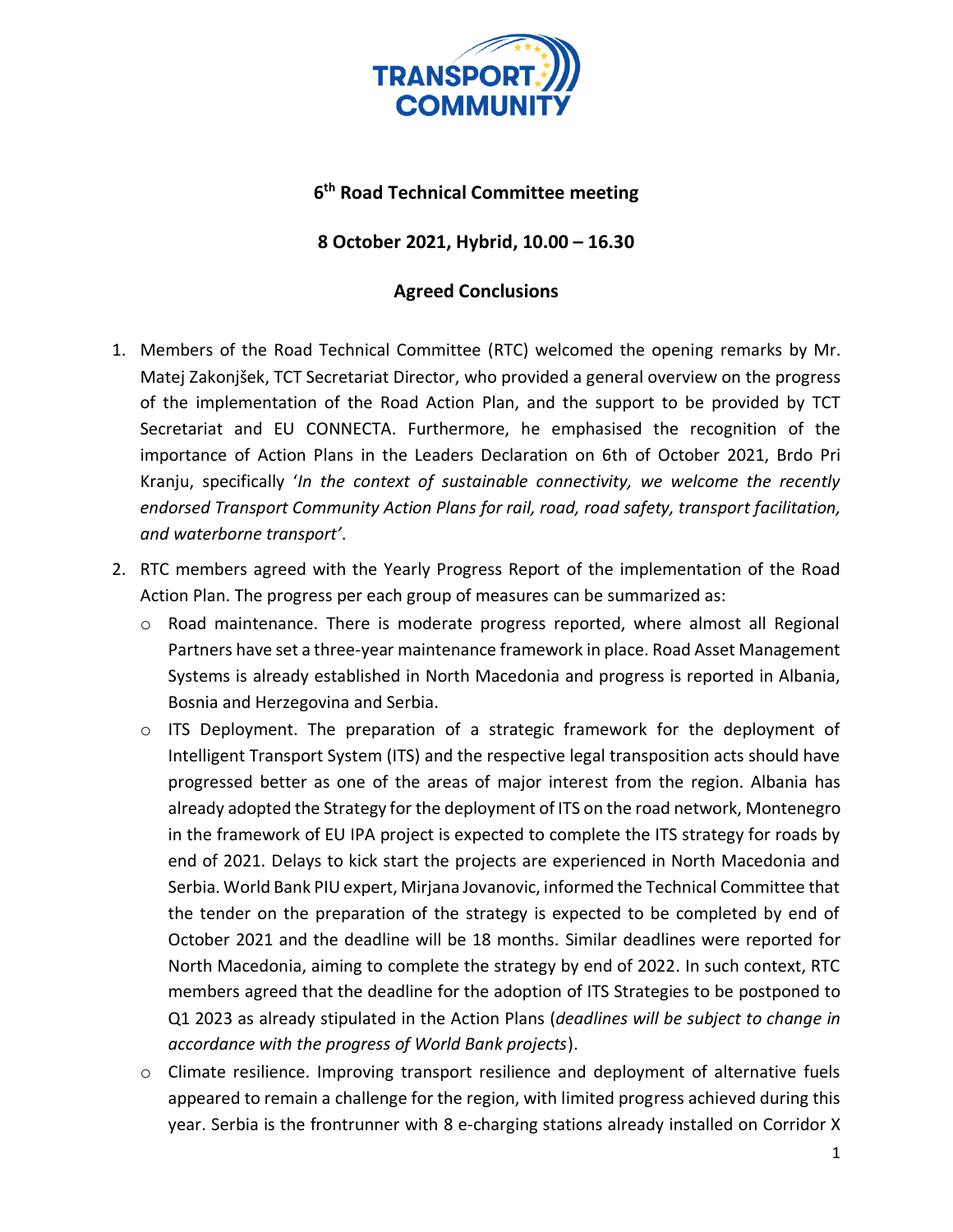## 6th Road Technical Committee meeting

## 8 October 2021, Hybrid, 10.00 – 16.30

## Agreed Conclusions

1. Members of the Road Technical Committee (RTC) welcomed the opening remarks by Mr. Matej Zakonjšek, TCT Secretariat Director, who provided a general overview on the progress of the implementation of the Road Action Plan, and the support to be provided by TCT Secretariat and EU CONNECTA. Furthermore, he emphasised the recognition of the importance of Action Plans in the Leaders Declaration on 6th of October 2021, Brdo Pri Kranju, specifically '*In the context of sustainable connectivity, we welcome the recently endorsed Transport Community Action Plans for rail, road, road safety, transport facilitation, and waterborne transport'*.
2. RTC members agreed with the Yearly Progress Report of the implementation of the Road Action Plan. The progress per each group of measures can be summarized as:
   - Road maintenance. There is moderate progress reported, where almost all Regional Partners have set a three-year maintenance framework in place. Road Asset Management Systems is already established in North Macedonia and progress is reported in Albania, Bosnia and Herzegovina and Serbia.
   - ITS Deployment. The preparation of a strategic framework for the deployment of Intelligent Transport System (ITS) and the respective legal transposition acts should have progressed better as one of the areas of major interest from the region. Albania has already adopted the Strategy for the deployment of ITS on the road network, Montenegro in the framework of EU IPA project is expected to complete the ITS strategy for roads by end of 2021. Delays to kick start the projects are experienced in North Macedonia and Serbia. World Bank PIU expert, Mirjana Jovanovic, informed the Technical Committee that the tender on the preparation of the strategy is expected to be completed by end of October 2021 and the deadline will be 18 months. Similar deadlines were reported for North Macedonia, aiming to complete the strategy by end of 2022. In such context, RTC members agreed that the deadline for the adoption of ITS Strategies to be postponed to Q1 2023 as already stipulated in the Action Plans (*deadlines will be subject to change in accordance with the progress of World Bank projects*).
   - Climate resilience. Improving transport resilience and deployment of alternative fuels appeared to remain a challenge for the region, with limited progress achieved during this year. Serbia is the frontrunner with 8 e-charging stations already installed on Corridor X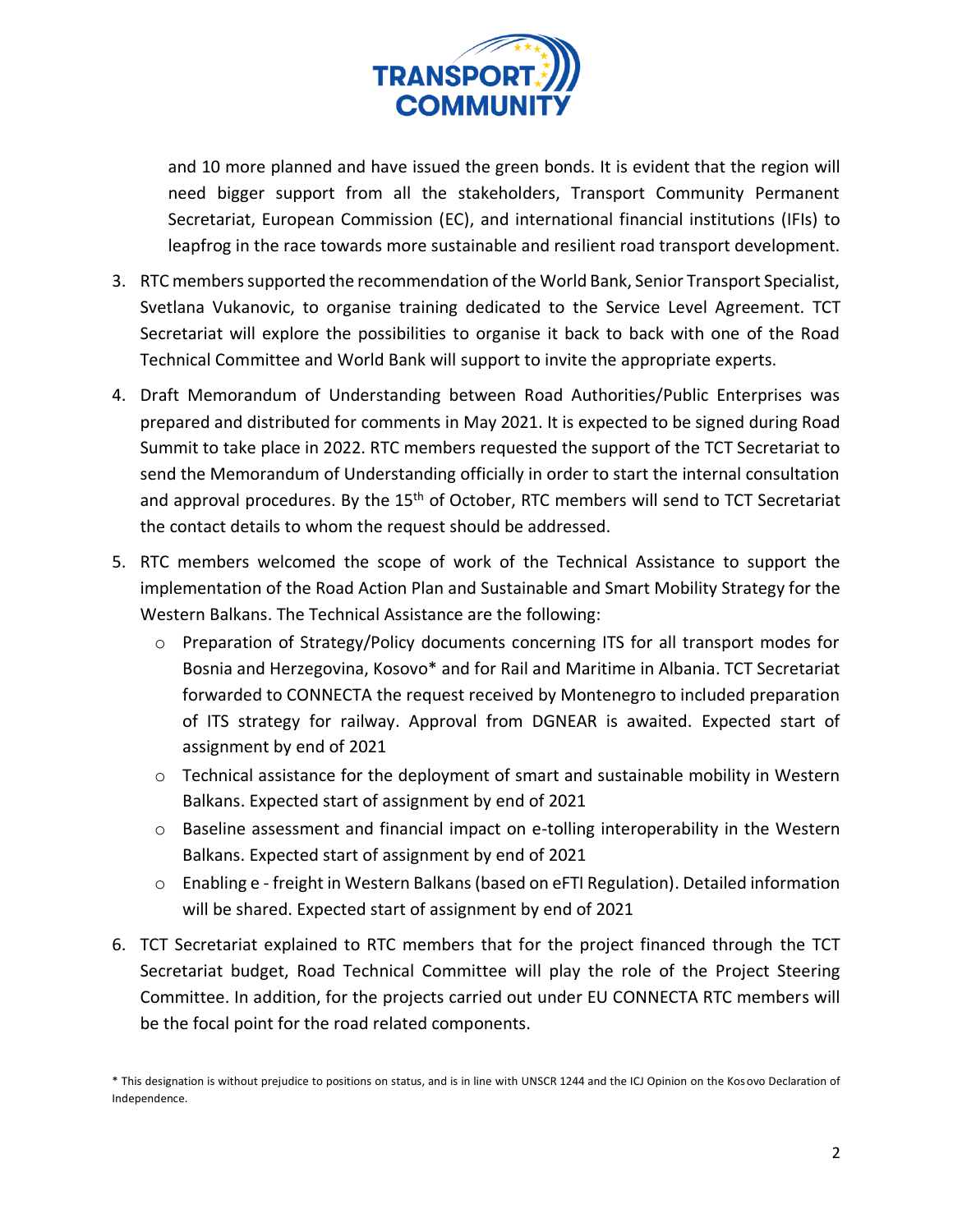and 10 more planned and have issued the green bonds. It is evident that the region will need bigger support from all the stakeholders, Transport Community Permanent Secretariat, European Commission (EC), and international financial institutions (IFIs) to leapfrog in the race towards more sustainable and resilient road transport development.

3. RTC members supported the recommendation of the World Bank, Senior Transport Specialist, Svetlana Vukanovic, to organise training dedicated to the Service Level Agreement. TCT Secretariat will explore the possibilities to organise it back to back with one of the Road Technical Committee and World Bank will support to invite the appropriate experts.

4. Draft Memorandum of Understanding between Road Authorities/Public Enterprises was prepared and distributed for comments in May 2021. It is expected to be signed during Road Summit to take place in 2022. RTC members requested the support of the TCT Secretariat to send the Memorandum of Understanding officially in order to start the internal consultation and approval procedures. By the 15th of October, RTC members will send to TCT Secretariat the contact details to whom the request should be addressed.

5. RTC members welcomed the scope of work of the Technical Assistance to support the implementation of the Road Action Plan and Sustainable and Smart Mobility Strategy for the Western Balkans. The Technical Assistance are the following:
   - Preparation of Strategy/Policy documents concerning ITS for all transport modes for Bosnia and Herzegovina, Kosovo* and for Rail and Maritime in Albania. TCT Secretariat forwarded to CONNECTA the request received by Montenegro to included preparation of ITS strategy for railway. Approval from DGNEAR is awaited. Expected start of assignment by end of 2021
   - Technical assistance for the deployment of smart and sustainable mobility in Western Balkans. Expected start of assignment by end of 2021
   - Baseline assessment and financial impact on e-tolling interoperability in the Western Balkans. Expected start of assignment by end of 2021
   - Enabling e - freight in Western Balkans (based on eFTI Regulation). Detailed information will be shared. Expected start of assignment by end of 2021

6. TCT Secretariat explained to RTC members that for the project financed through the TCT Secretariat budget, Road Technical Committee will play the role of the Project Steering Committee. In addition, for the projects carried out under EU CONNECTA RTC members will be the focal point for the road related components.

* This designation is without prejudice to positions on status, and is in line with UNSCR 1244 and the ICJ Opinion on the Kosovo Declaration of Independence.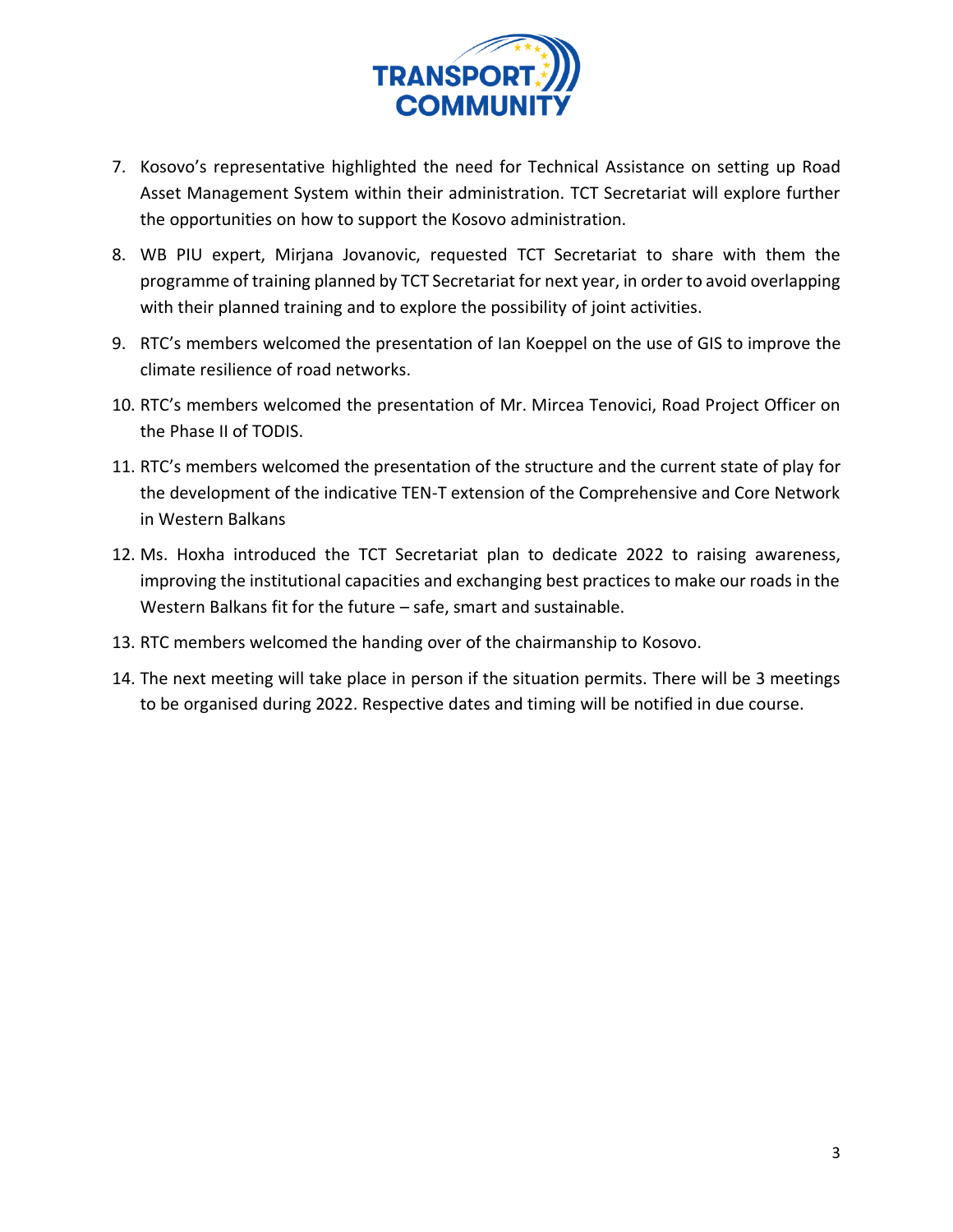7. Kosovo's representative highlighted the need for Technical Assistance on setting up Road Asset Management System within their administration. TCT Secretariat will explore further the opportunities on how to support the Kosovo administration.
8. WB PIU expert, Mirjana Jovanovic, requested TCT Secretariat to share with them the programme of training planned by TCT Secretariat for next year, in order to avoid overlapping with their planned training and to explore the possibility of joint activities.
9. RTC's members welcomed the presentation of Ian Koeppel on the use of GIS to improve the climate resilience of road networks.
10. RTC's members welcomed the presentation of Mr. Mircea Tenovici, Road Project Officer on the Phase II of TODIS.
11. RTC's members welcomed the presentation of the structure and the current state of play for the development of the indicative TEN-T extension of the Comprehensive and Core Network in Western Balkans
12. Ms. Hoxha introduced the TCT Secretariat plan to dedicate 2022 to raising awareness, improving the institutional capacities and exchanging best practices to make our roads in the Western Balkans fit for the future – safe, smart and sustainable.
13. RTC members welcomed the handing over of the chairmanship to Kosovo.
14. The next meeting will take place in person if the situation permits. There will be 3 meetings to be organised during 2022. Respective dates and timing will be notified in due course.